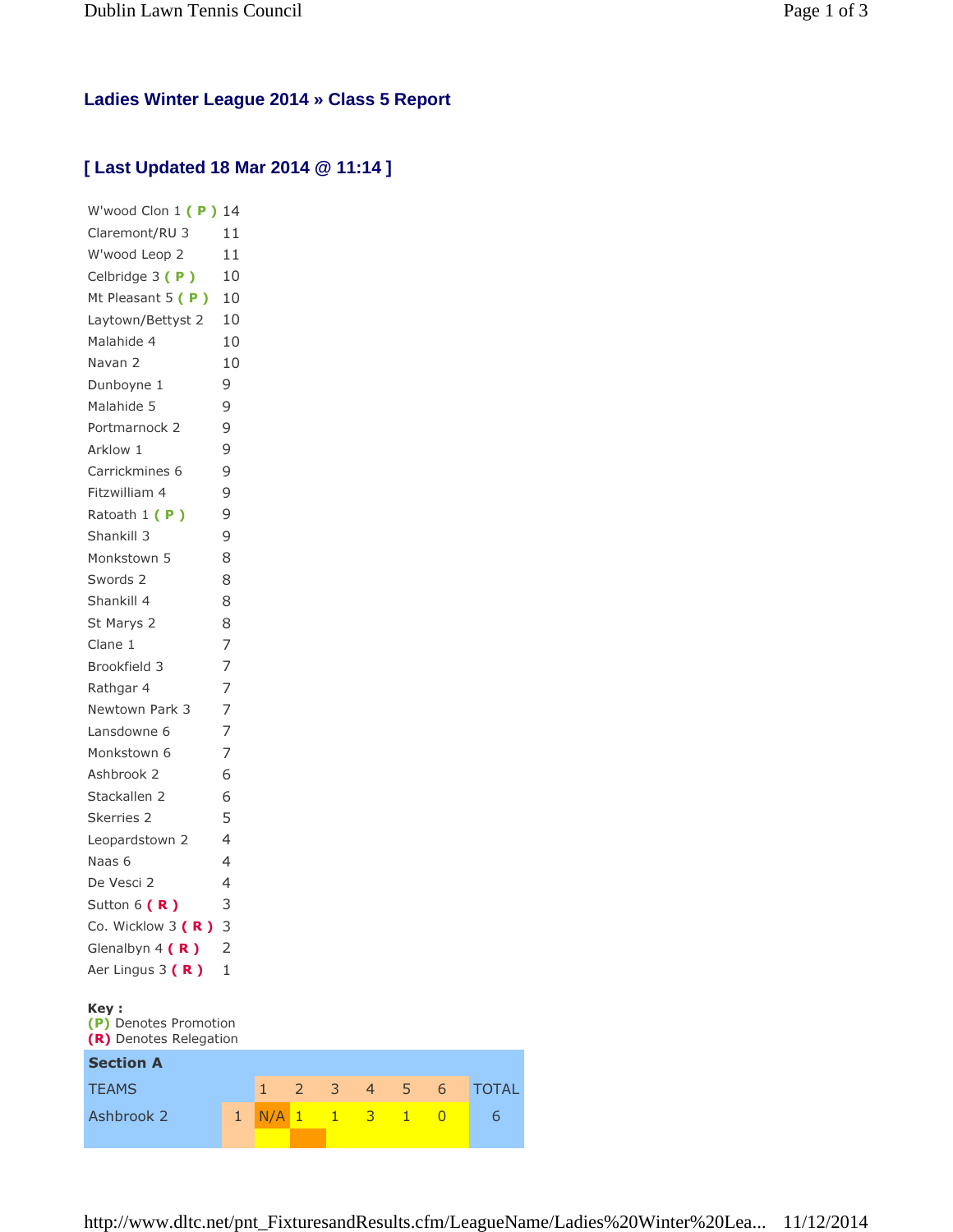## Ladies Winter League 2014 » Class 5 Report

## [ Last Updated 18 Mar 2014 @ 11:14 ]

| Team | Points |
|---|---|
| W'wood Clon 1 ( P ) | 14 |
| Claremont/RU 3 | 11 |
| W'wood Leop 2 | 11 |
| Celbridge 3 ( P ) | 10 |
| Mt Pleasant 5 ( P ) | 10 |
| Laytown/Bettyst 2 | 10 |
| Malahide 4 | 10 |
| Navan 2 | 10 |
| Dunboyne 1 | 9 |
| Malahide 5 | 9 |
| Portmarnock 2 | 9 |
| Arklow 1 | 9 |
| Carrickmines 6 | 9 |
| Fitzwilliam 4 | 9 |
| Ratoath 1 ( P ) | 9 |
| Shankill 3 | 9 |
| Monkstown 5 | 8 |
| Swords 2 | 8 |
| Shankill 4 | 8 |
| St Marys 2 | 8 |
| Clane 1 | 7 |
| Brookfield 3 | 7 |
| Rathgar 4 | 7 |
| Newtown Park 3 | 7 |
| Lansdowne 6 | 7 |
| Monkstown 6 | 7 |
| Ashbrook 2 | 6 |
| Stackallen 2 | 6 |
| Skerries 2 | 5 |
| Leopardstown 2 | 4 |
| Naas 6 | 4 |
| De Vesci 2 | 4 |
| Sutton 6 ( R ) | 3 |
| Co. Wicklow 3 ( R ) | 3 |
| Glenalbyn 4 ( R ) | 2 |
| Aer Lingus 3 ( R ) | 1 |

**Key :**
(P) Denotes Promotion
(R) Denotes Relegation

**Section A**

| TEAMS | | 1 | 2 | 3 | 4 | 5 | 6 | TOTAL |
|---|---|---|---|---|---|---|---|---|
| Ashbrook 2 | 1 | N/A | 1 | 1 | 3 | 1 | 0 | 6 |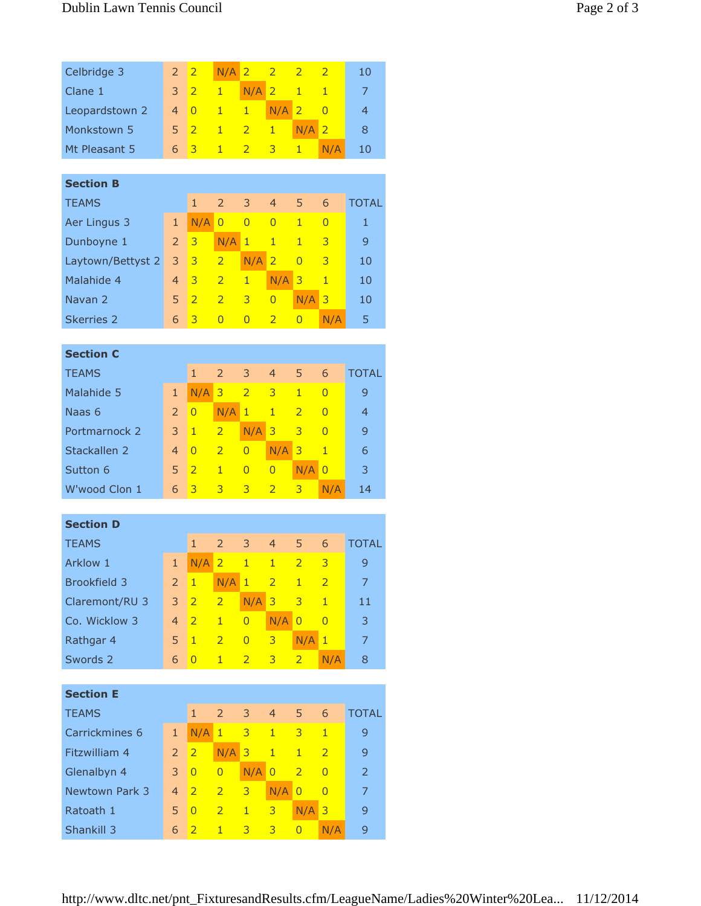| | | | | | | | | |
|---|---|---|---|---|---|---|---|---|
| Celbridge 3 | 2 | 2 | N/A | 2 | 2 | 2 | 2 | 10 |
| Clane 1 | 3 | 2 | 1 | N/A | 2 | 1 | 1 | 7 |
| Leopardstown 2 | 4 | 0 | 1 | 1 | N/A | 2 | 0 | 4 |
| Monkstown 5 | 5 | 2 | 1 | 2 | 1 | N/A | 2 | 8 |
| Mt Pleasant 5 | 6 | 3 | 1 | 2 | 3 | 1 | N/A | 10 |

**Section B**

| TEAMS | | 1 | 2 | 3 | 4 | 5 | 6 | TOTAL |
|---|---|---|---|---|---|---|---|---|
| Aer Lingus 3 | 1 | N/A | 0 | 0 | 0 | 1 | 0 | 1 |
| Dunboyne 1 | 2 | 3 | N/A | 1 | 1 | 1 | 3 | 9 |
| Laytown/Bettyst 2 | 3 | 3 | 2 | N/A | 2 | 0 | 3 | 10 |
| Malahide 4 | 4 | 3 | 2 | 1 | N/A | 3 | 1 | 10 |
| Navan 2 | 5 | 2 | 2 | 3 | 0 | N/A | 3 | 10 |
| Skerries 2 | 6 | 3 | 0 | 0 | 2 | 0 | N/A | 5 |

**Section C**

| TEAMS | | 1 | 2 | 3 | 4 | 5 | 6 | TOTAL |
|---|---|---|---|---|---|---|---|---|
| Malahide 5 | 1 | N/A | 3 | 2 | 3 | 1 | 0 | 9 |
| Naas 6 | 2 | 0 | N/A | 1 | 1 | 2 | 0 | 4 |
| Portmarnock 2 | 3 | 1 | 2 | N/A | 3 | 3 | 0 | 9 |
| Stackallen 2 | 4 | 0 | 2 | 0 | N/A | 3 | 1 | 6 |
| Sutton 6 | 5 | 2 | 1 | 0 | 0 | N/A | 0 | 3 |
| W'wood Clon 1 | 6 | 3 | 3 | 3 | 2 | 3 | N/A | 14 |

**Section D**

| TEAMS | | 1 | 2 | 3 | 4 | 5 | 6 | TOTAL |
|---|---|---|---|---|---|---|---|---|
| Arklow 1 | 1 | N/A | 2 | 1 | 1 | 2 | 3 | 9 |
| Brookfield 3 | 2 | 1 | N/A | 1 | 2 | 1 | 2 | 7 |
| Claremont/RU 3 | 3 | 2 | 2 | N/A | 3 | 3 | 1 | 11 |
| Co. Wicklow 3 | 4 | 2 | 1 | 0 | N/A | 0 | 0 | 3 |
| Rathgar 4 | 5 | 1 | 2 | 0 | 3 | N/A | 1 | 7 |
| Swords 2 | 6 | 0 | 1 | 2 | 3 | 2 | N/A | 8 |

**Section E**

| TEAMS | | 1 | 2 | 3 | 4 | 5 | 6 | TOTAL |
|---|---|---|---|---|---|---|---|---|
| Carrickmines 6 | 1 | N/A | 1 | 3 | 1 | 3 | 1 | 9 |
| Fitzwilliam 4 | 2 | 2 | N/A | 3 | 1 | 1 | 2 | 9 |
| Glenalbyn 4 | 3 | 0 | 0 | N/A | 0 | 2 | 0 | 2 |
| Newtown Park 3 | 4 | 2 | 2 | 3 | N/A | 0 | 0 | 7 |
| Ratoath 1 | 5 | 0 | 2 | 1 | 3 | N/A | 3 | 9 |
| Shankill 3 | 6 | 2 | 1 | 3 | 3 | 0 | N/A | 9 |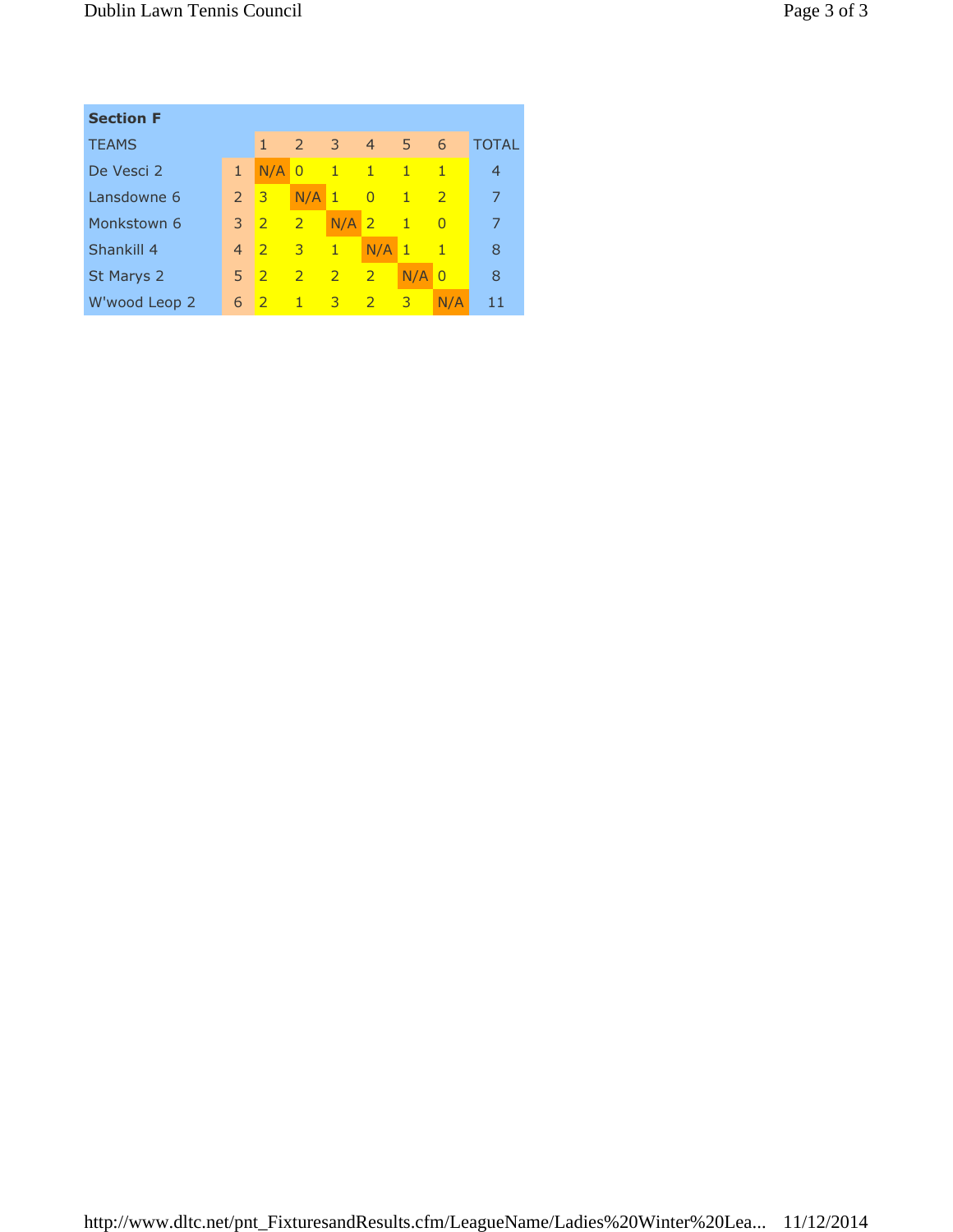**Section F**

| TEAMS | | 1 | 2 | 3 | 4 | 5 | 6 | TOTAL |
|---|---|---|---|---|---|---|---|---|
| De Vesci 2 | 1 | N/A | 0 | 1 | 1 | 1 | 1 | 4 |
| Lansdowne 6 | 2 | 3 | N/A | 1 | 0 | 1 | 2 | 7 |
| Monkstown 6 | 3 | 2 | 2 | N/A | 2 | 1 | 0 | 7 |
| Shankill 4 | 4 | 2 | 3 | 1 | N/A | 1 | 1 | 8 |
| St Marys 2 | 5 | 2 | 2 | 2 | 2 | N/A | 0 | 8 |
| W'wood Leop 2 | 6 | 2 | 1 | 3 | 2 | 3 | N/A | 11 |